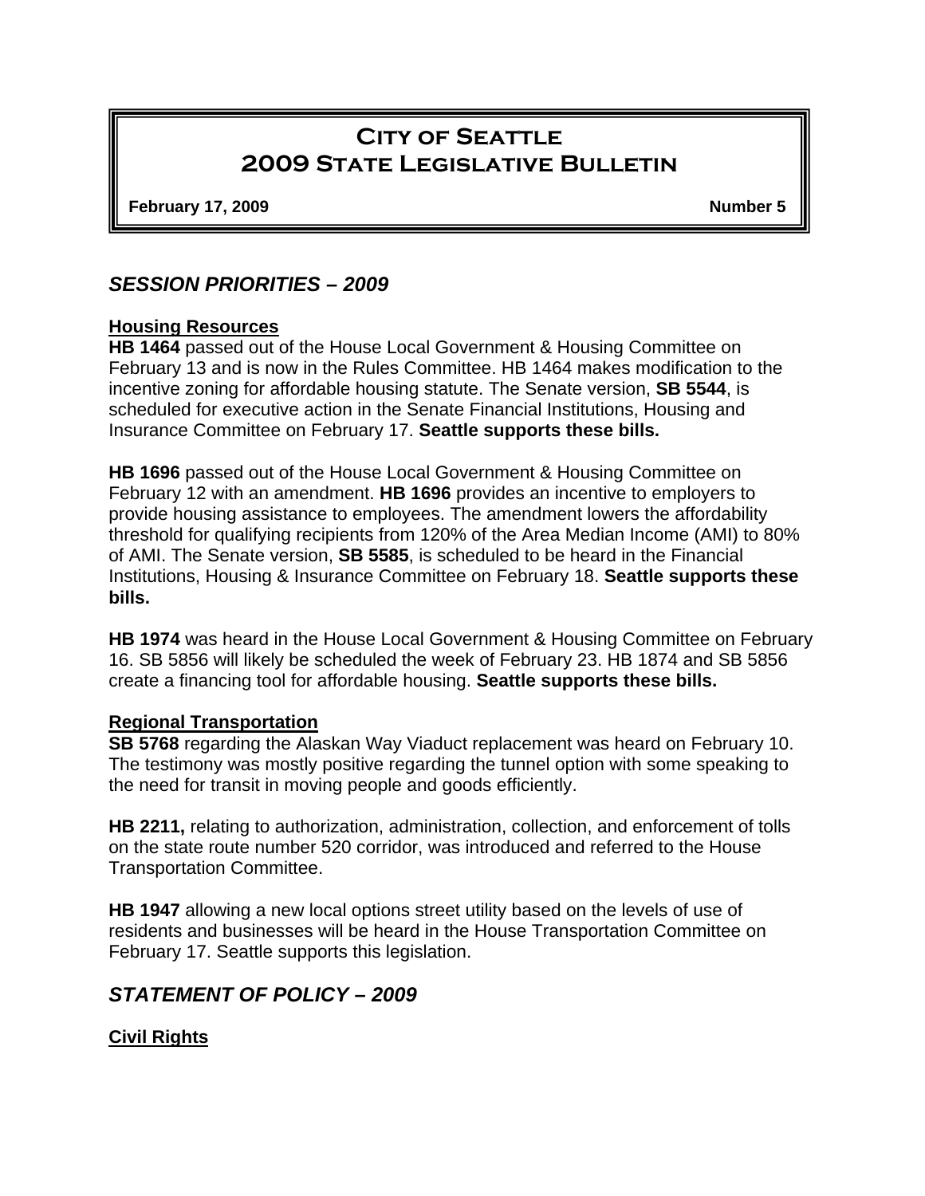# City of Seattle
# 2009 State Legislative Bulletin

**February 17, 2009** **Number 5**

## *SESSION PRIORITIES – 2009*

### Housing Resources

**HB 1464** passed out of the House Local Government & Housing Committee on February 13 and is now in the Rules Committee. HB 1464 makes modification to the incentive zoning for affordable housing statute. The Senate version, **SB 5544**, is scheduled for executive action in the Senate Financial Institutions, Housing and Insurance Committee on February 17. **Seattle supports these bills.**

**HB 1696** passed out of the House Local Government & Housing Committee on February 12 with an amendment. **HB 1696** provides an incentive to employers to provide housing assistance to employees. The amendment lowers the affordability threshold for qualifying recipients from 120% of the Area Median Income (AMI) to 80% of AMI. The Senate version, **SB 5585**, is scheduled to be heard in the Financial Institutions, Housing & Insurance Committee on February 18. **Seattle supports these bills.**

**HB 1974** was heard in the House Local Government & Housing Committee on February 16. SB 5856 will likely be scheduled the week of February 23. HB 1874 and SB 5856 create a financing tool for affordable housing. **Seattle supports these bills.**

### Regional Transportation

**SB 5768** regarding the Alaskan Way Viaduct replacement was heard on February 10. The testimony was mostly positive regarding the tunnel option with some speaking to the need for transit in moving people and goods efficiently.

**HB 2211,** relating to authorization, administration, collection, and enforcement of tolls on the state route number 520 corridor, was introduced and referred to the House Transportation Committee.

**HB 1947** allowing a new local options street utility based on the levels of use of residents and businesses will be heard in the House Transportation Committee on February 17. Seattle supports this legislation.

## *STATEMENT OF POLICY – 2009*

### Civil Rights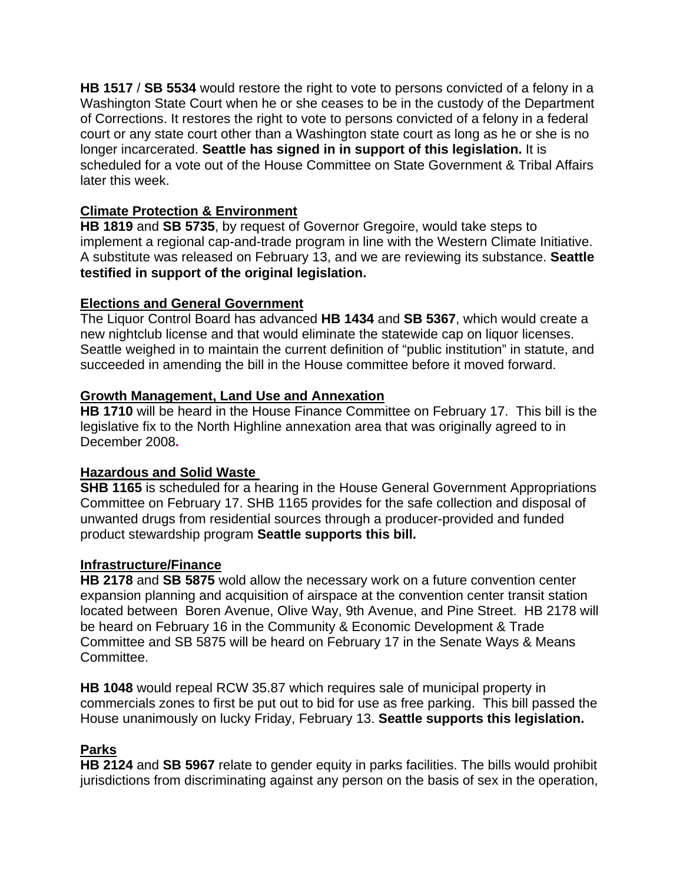**HB 1517** / **SB 5534** would restore the right to vote to persons convicted of a felony in a Washington State Court when he or she ceases to be in the custody of the Department of Corrections. It restores the right to vote to persons convicted of a felony in a federal court or any state court other than a Washington state court as long as he or she is no longer incarcerated. **Seattle has signed in in support of this legislation.** It is scheduled for a vote out of the House Committee on State Government & Tribal Affairs later this week.

**Climate Protection & Environment**

**HB 1819** and **SB 5735**, by request of Governor Gregoire, would take steps to implement a regional cap-and-trade program in line with the Western Climate Initiative. A substitute was released on February 13, and we are reviewing its substance. **Seattle testified in support of the original legislation.**

**Elections and General Government**

The Liquor Control Board has advanced **HB 1434** and **SB 5367**, which would create a new nightclub license and that would eliminate the statewide cap on liquor licenses. Seattle weighed in to maintain the current definition of "public institution" in statute, and succeeded in amending the bill in the House committee before it moved forward.

**Growth Management, Land Use and Annexation**

**HB 1710** will be heard in the House Finance Committee on February 17. This bill is the legislative fix to the North Highline annexation area that was originally agreed to in December 2008.

**Hazardous and Solid Waste**

**SHB 1165** is scheduled for a hearing in the House General Government Appropriations Committee on February 17. SHB 1165 provides for the safe collection and disposal of unwanted drugs from residential sources through a producer-provided and funded product stewardship program **Seattle supports this bill.**

**Infrastructure/Finance**

**HB 2178** and **SB 5875** wold allow the necessary work on a future convention center expansion planning and acquisition of airspace at the convention center transit station located between Boren Avenue, Olive Way, 9th Avenue, and Pine Street. HB 2178 will be heard on February 16 in the Community & Economic Development & Trade Committee and SB 5875 will be heard on February 17 in the Senate Ways & Means Committee.

**HB 1048** would repeal RCW 35.87 which requires sale of municipal property in commercials zones to first be put out to bid for use as free parking. This bill passed the House unanimously on lucky Friday, February 13. **Seattle supports this legislation.**

**Parks**

**HB 2124** and **SB 5967** relate to gender equity in parks facilities. The bills would prohibit jurisdictions from discriminating against any person on the basis of sex in the operation,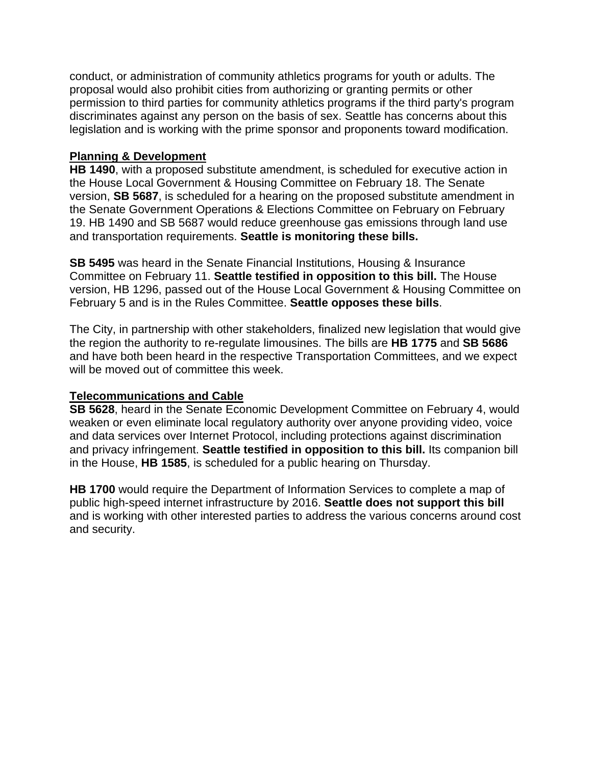conduct, or administration of community athletics programs for youth or adults. The proposal would also prohibit cities from authorizing or granting permits or other permission to third parties for community athletics programs if the third party's program discriminates against any person on the basis of sex. Seattle has concerns about this legislation and is working with the prime sponsor and proponents toward modification.

<u>**Planning & Development**</u>

**HB 1490**, with a proposed substitute amendment, is scheduled for executive action in the House Local Government & Housing Committee on February 18. The Senate version, **SB 5687**, is scheduled for a hearing on the proposed substitute amendment in the Senate Government Operations & Elections Committee on February on February 19. HB 1490 and SB 5687 would reduce greenhouse gas emissions through land use and transportation requirements. **Seattle is monitoring these bills.**

**SB 5495** was heard in the Senate Financial Institutions, Housing & Insurance Committee on February 11. **Seattle testified in opposition to this bill.** The House version, HB 1296, passed out of the House Local Government & Housing Committee on February 5 and is in the Rules Committee. **Seattle opposes these bills**.

The City, in partnership with other stakeholders, finalized new legislation that would give the region the authority to re-regulate limousines. The bills are **HB 1775** and **SB 5686** and have both been heard in the respective Transportation Committees, and we expect will be moved out of committee this week.

<u>**Telecommunications and Cable**</u>

**SB 5628**, heard in the Senate Economic Development Committee on February 4, would weaken or even eliminate local regulatory authority over anyone providing video, voice and data services over Internet Protocol, including protections against discrimination and privacy infringement. **Seattle testified in opposition to this bill.** Its companion bill in the House, **HB 1585**, is scheduled for a public hearing on Thursday.

**HB 1700** would require the Department of Information Services to complete a map of public high-speed internet infrastructure by 2016. **Seattle does not support this bill** and is working with other interested parties to address the various concerns around cost and security.